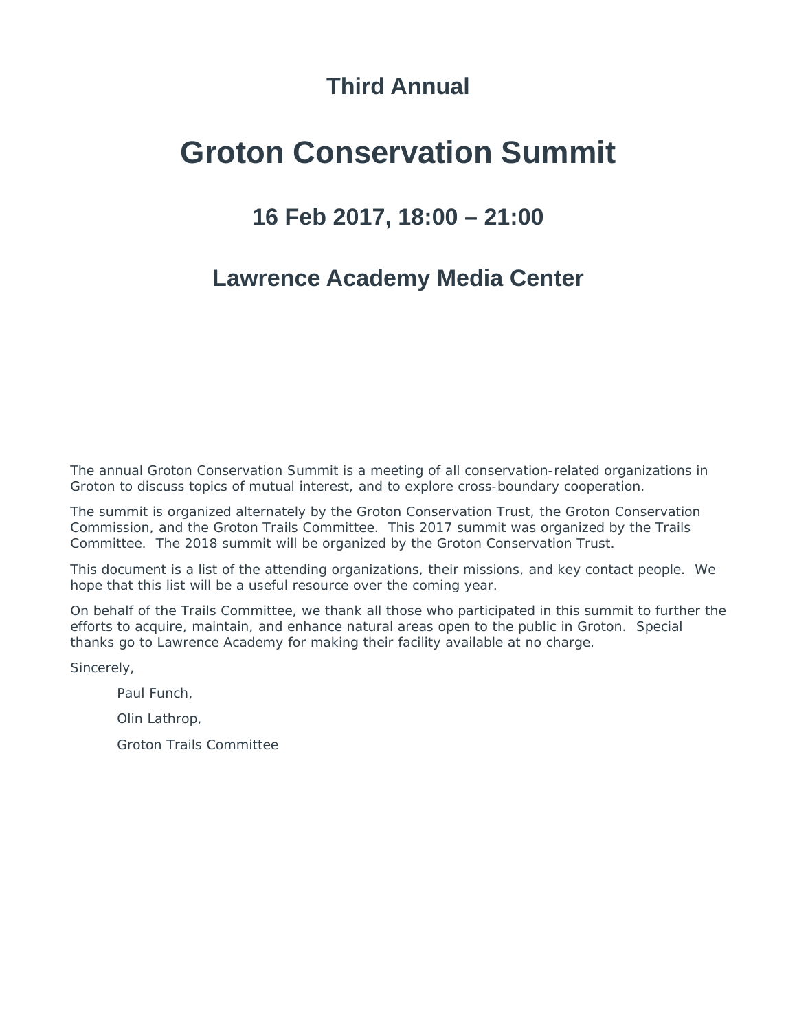### Third Annual

# Groton Conservation Summit

## 16 Feb 2017, 18:00 – 21:00

## Lawrence Academy Media Center

The annual Groton Conservation Summit is a meeting of all conservation-related organizations in Groton to discuss topics of mutual interest, and to explore cross-boundary cooperation.

The summit is organized alternately by the Groton Conservation Trust, the Groton Conservation Commission, and the Groton Trails Committee. This 2017 summit was organized by the Trails Committee. The 2018 summit will be organized by the Groton Conservation Trust.

This document is a list of the attending organizations, their missions, and key contact people. We hope that this list will be a useful resource over the coming year.

On behalf of the Trails Committee, we thank all those who participated in this summit to further the efforts to acquire, maintain, and enhance natural areas open to the public in Groton. Special thanks go to Lawrence Academy for making their facility available at no charge.

Sincerely,

Paul Funch,

Olin Lathrop,

Groton Trails Committee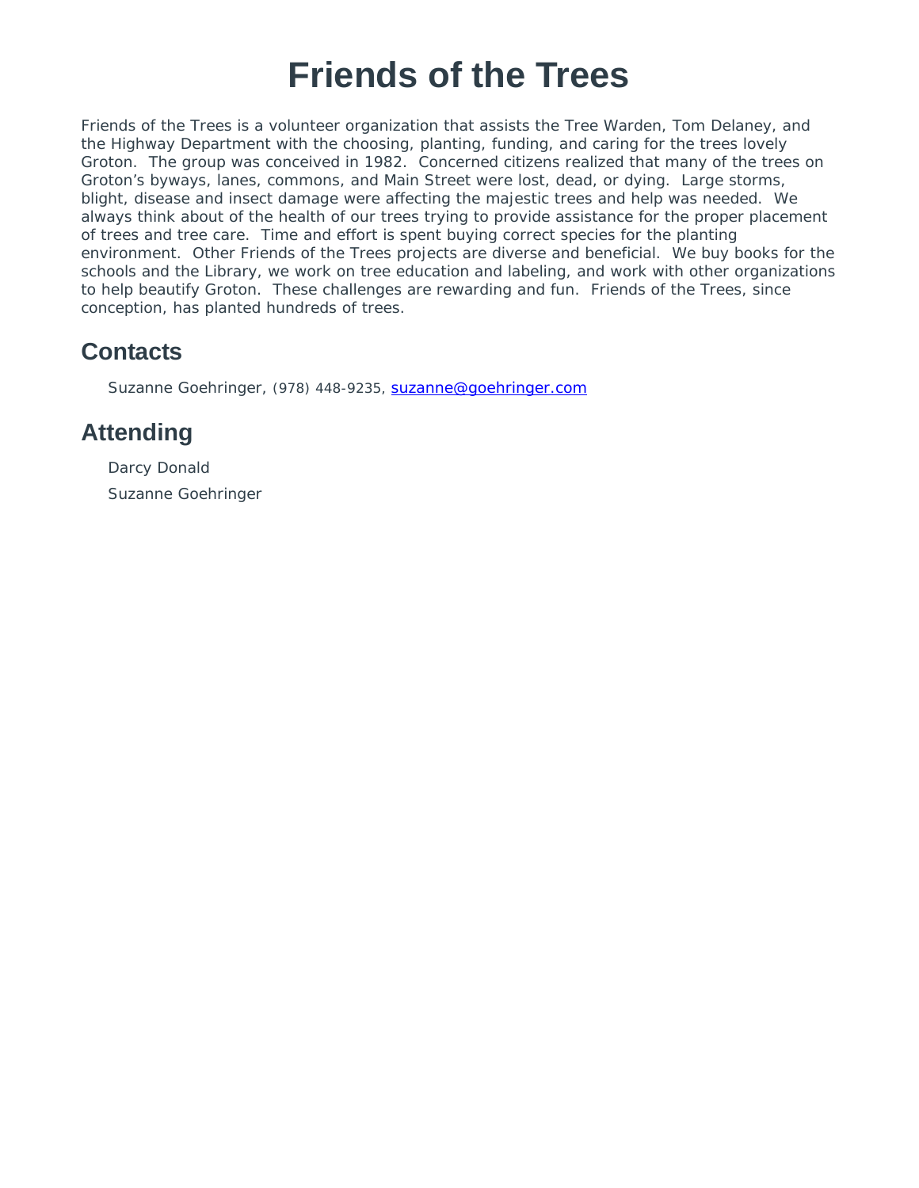# Friends of the Trees

Friends of the Trees is a volunteer organization that assists the Tree Warden, Tom Delaney, and the Highway Department with the choosing, planting, funding, and caring for the trees lovely Groton. The group was conceived in 1982. Concerned citizens realized that many of the trees on Groton's byways, lanes, commons, and Main Street were lost, dead, or dying. Large storms, blight, disease and insect damage were affecting the majestic trees and help was needed. We always think about of the health of our trees trying to provide assistance for the proper placement of trees and tree care. Time and effort is spent buying correct species for the planting environment. Other Friends of the Trees projects are diverse and beneficial. We buy books for the schools and the Library, we work on tree education and labeling, and work with other organizations to help beautify Groton. These challenges are rewarding and fun. Friends of the Trees, since conception, has planted hundreds of trees.

## Contacts

Suzanne Goehringer, (978) 448-9235, suzanne@goehringer.com

## Attending

Darcy Donald

Suzanne Goehringer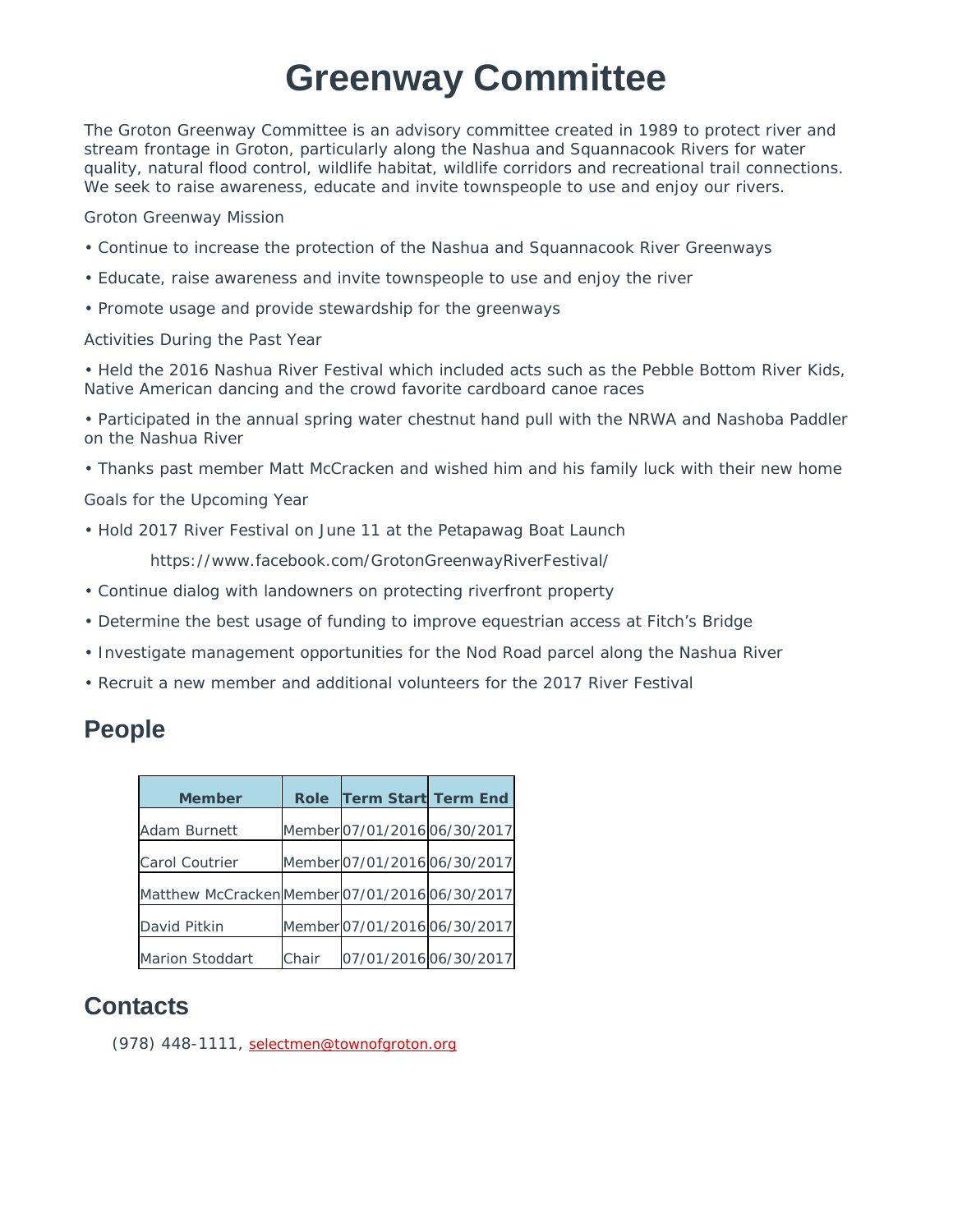# Greenway Committee

The Groton Greenway Committee is an advisory committee created in 1989 to protect river and stream frontage in Groton, particularly along the Nashua and Squannacook Rivers for water quality, natural flood control, wildlife habitat, wildlife corridors and recreational trail connections. We seek to raise awareness, educate and invite townspeople to use and enjoy our rivers.

Groton Greenway Mission

• Continue to increase the protection of the Nashua and Squannacook River Greenways

• Educate, raise awareness and invite townspeople to use and enjoy the river

• Promote usage and provide stewardship for the greenways

Activities During the Past Year

• Held the 2016 Nashua River Festival which included acts such as the Pebble Bottom River Kids, Native American dancing and the crowd favorite cardboard canoe races

• Participated in the annual spring water chestnut hand pull with the NRWA and Nashoba Paddler on the Nashua River

• Thanks past member Matt McCracken and wished him and his family luck with their new home

Goals for the Upcoming Year

• Hold 2017 River Festival on June 11 at the Petapawag Boat Launch

https://www.facebook.com/GrotonGreenwayRiverFestival/

• Continue dialog with landowners on protecting riverfront property

• Determine the best usage of funding to improve equestrian access at Fitch's Bridge

• Investigate management opportunities for the Nod Road parcel along the Nashua River

• Recruit a new member and additional volunteers for the 2017 River Festival

## People

| Member | Role | Term Start | Term End |
|---|---|---|---|
| Adam Burnett | Member | 07/01/2016 | 06/30/2017 |
| Carol Coutrier | Member | 07/01/2016 | 06/30/2017 |
| Matthew McCracken | Member | 07/01/2016 | 06/30/2017 |
| David Pitkin | Member | 07/01/2016 | 06/30/2017 |
| Marion Stoddart | Chair | 07/01/2016 | 06/30/2017 |

## Contacts

(978) 448-1111, selectmen@townofgroton.org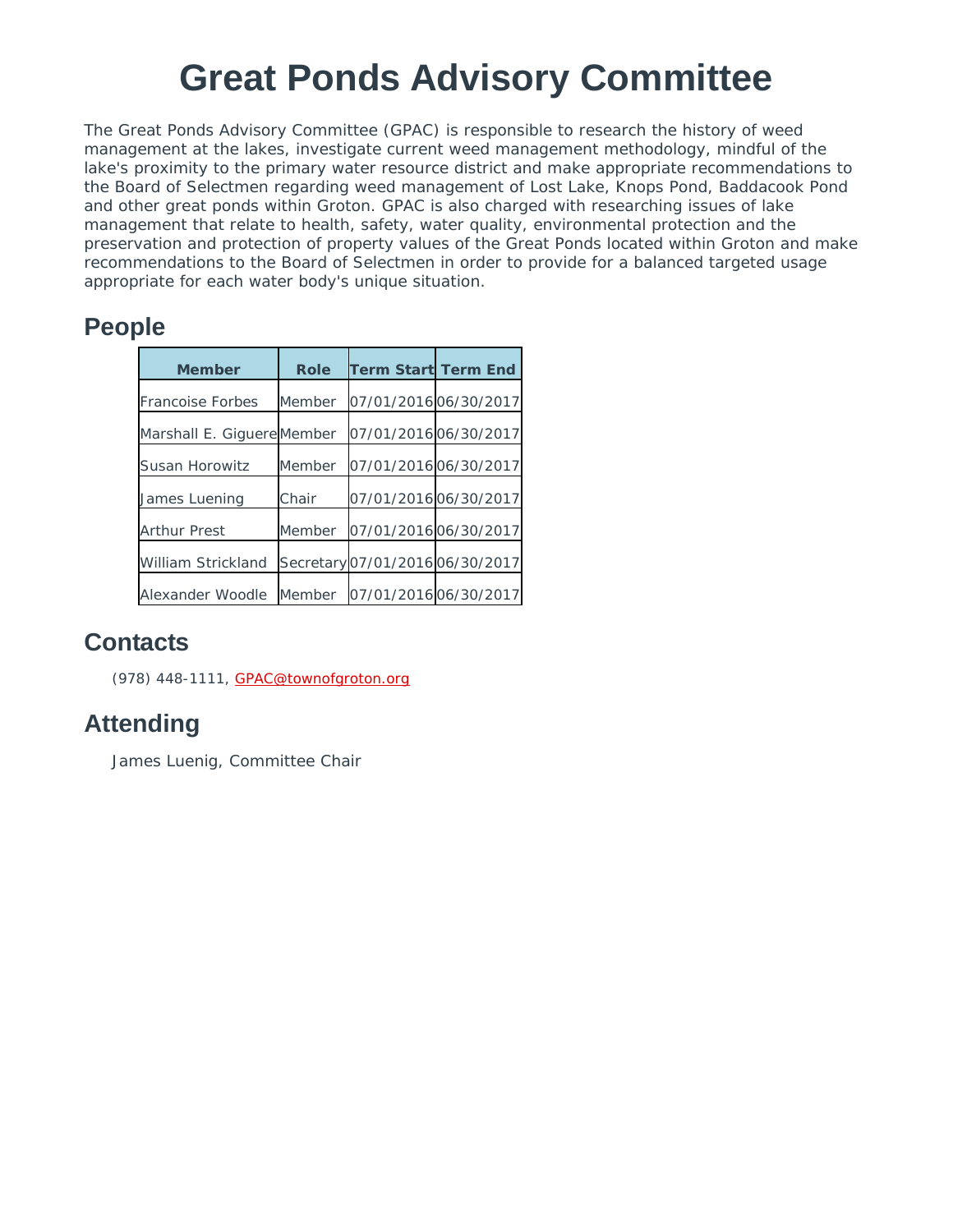# Great Ponds Advisory Committee

The Great Ponds Advisory Committee (GPAC) is responsible to research the history of weed management at the lakes, investigate current weed management methodology, mindful of the lake's proximity to the primary water resource district and make appropriate recommendations to the Board of Selectmen regarding weed management of Lost Lake, Knops Pond, Baddacook Pond and other great ponds within Groton. GPAC is also charged with researching issues of lake management that relate to health, safety, water quality, environmental protection and the preservation and protection of property values of the Great Ponds located within Groton and make recommendations to the Board of Selectmen in order to provide for a balanced targeted usage appropriate for each water body's unique situation.

## People

| Member | Role | Term Start | Term End |
|---|---|---|---|
| Francoise Forbes | Member | 07/01/2016 | 06/30/2017 |
| Marshall E. Giguere | Member | 07/01/2016 | 06/30/2017 |
| Susan Horowitz | Member | 07/01/2016 | 06/30/2017 |
| James Luening | Chair | 07/01/2016 | 06/30/2017 |
| Arthur Prest | Member | 07/01/2016 | 06/30/2017 |
| William Strickland | Secretary | 07/01/2016 | 06/30/2017 |
| Alexander Woodle | Member | 07/01/2016 | 06/30/2017 |

## Contacts

(978) 448-1111, GPAC@townofgroton.org

## Attending

James Luenig, Committee Chair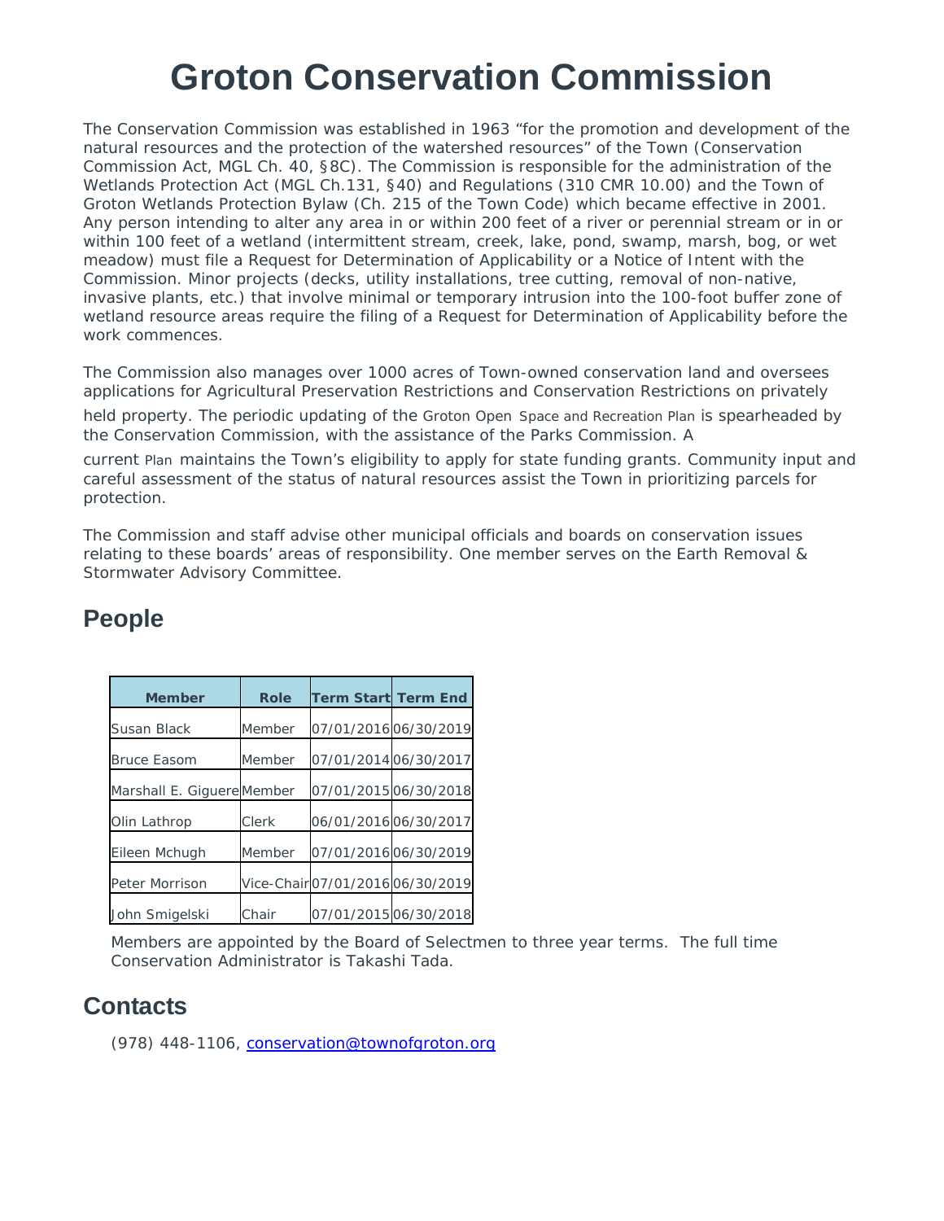# Groton Conservation Commission

The Conservation Commission was established in 1963 “for the promotion and development of the natural resources and the protection of the watershed resources” of the Town (Conservation Commission Act, MGL Ch. 40, §8C). The Commission is responsible for the administration of the Wetlands Protection Act (MGL Ch.131, §40) and Regulations (310 CMR 10.00) and the Town of Groton Wetlands Protection Bylaw (Ch. 215 of the Town Code) which became effective in 2001. Any person intending to alter any area in or within 200 feet of a river or perennial stream or in or within 100 feet of a wetland (intermittent stream, creek, lake, pond, swamp, marsh, bog, or wet meadow) must file a Request for Determination of Applicability or a Notice of Intent with the Commission. Minor projects (decks, utility installations, tree cutting, removal of non-native, invasive plants, etc.) that involve minimal or temporary intrusion into the 100-foot buffer zone of wetland resource areas require the filing of a Request for Determination of Applicability before the work commences.

The Commission also manages over 1000 acres of Town-owned conservation land and oversees applications for Agricultural Preservation Restrictions and Conservation Restrictions on privately held property. The periodic updating of the Groton Open Space and Recreation Plan is spearheaded by the Conservation Commission, with the assistance of the Parks Commission. A current Plan maintains the Town’s eligibility to apply for state funding grants. Community input and careful assessment of the status of natural resources assist the Town in prioritizing parcels for protection.

The Commission and staff advise other municipal officials and boards on conservation issues relating to these boards’ areas of responsibility. One member serves on the Earth Removal & Stormwater Advisory Committee.

## People

| Member | Role | Term Start | Term End |
|---|---|---|---|
| Susan Black | Member | 07/01/2016 | 06/30/2019 |
| Bruce Easom | Member | 07/01/2014 | 06/30/2017 |
| Marshall E. Giguere | Member | 07/01/2015 | 06/30/2018 |
| Olin Lathrop | Clerk | 06/01/2016 | 06/30/2017 |
| Eileen Mchugh | Member | 07/01/2016 | 06/30/2019 |
| Peter Morrison | Vice-Chair | 07/01/2016 | 06/30/2019 |
| John Smigelski | Chair | 07/01/2015 | 06/30/2018 |

Members are appointed by the Board of Selectmen to three year terms. The full time Conservation Administrator is Takashi Tada.

## Contacts

(978) 448-1106, conservation@townofgroton.org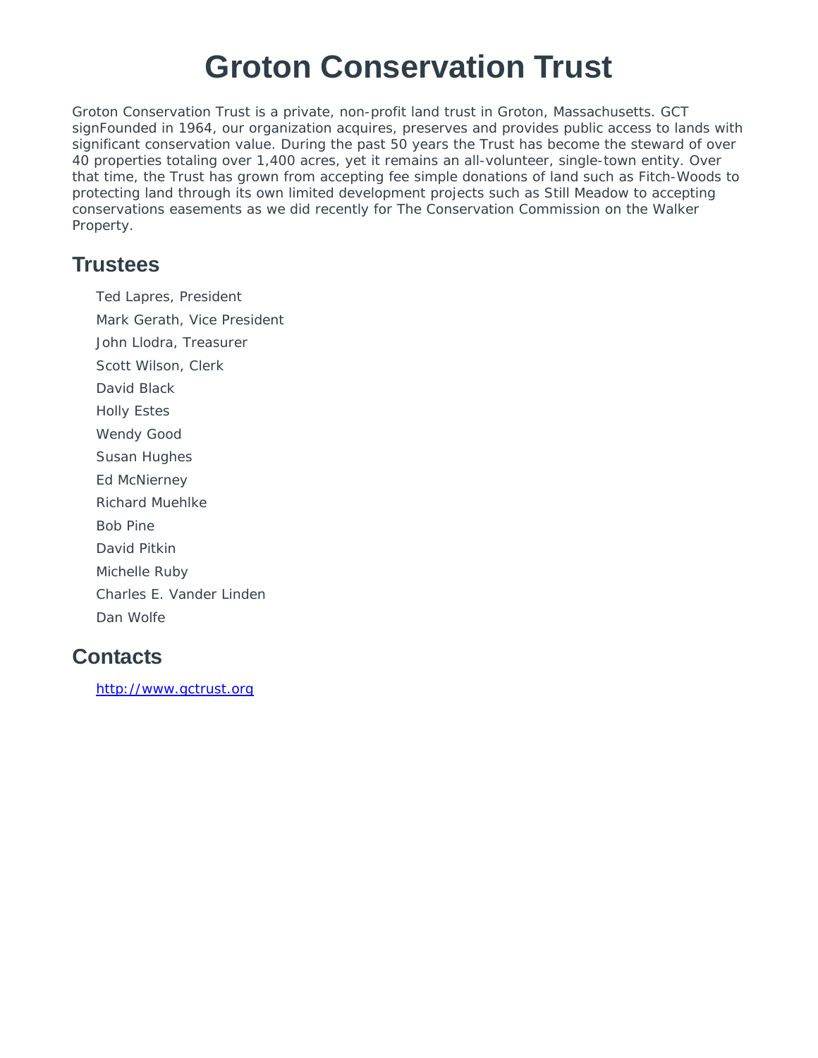# Groton Conservation Trust

Groton Conservation Trust is a private, non-profit land trust in Groton, Massachusetts. GCT signFounded in 1964, our organization acquires, preserves and provides public access to lands with significant conservation value. During the past 50 years the Trust has become the steward of over 40 properties totaling over 1,400 acres, yet it remains an all-volunteer, single-town entity. Over that time, the Trust has grown from accepting fee simple donations of land such as Fitch-Woods to protecting land through its own limited development projects such as Still Meadow to accepting conservations easements as we did recently for The Conservation Commission on the Walker Property.

## Trustees

Ted Lapres, President

Mark Gerath, Vice President

John Llodra, Treasurer

Scott Wilson, Clerk

David Black

Holly Estes

Wendy Good

Susan Hughes

Ed McNierney

Richard Muehlke

Bob Pine

David Pitkin

Michelle Ruby

Charles E. Vander Linden

Dan Wolfe

## Contacts

http://www.gctrust.org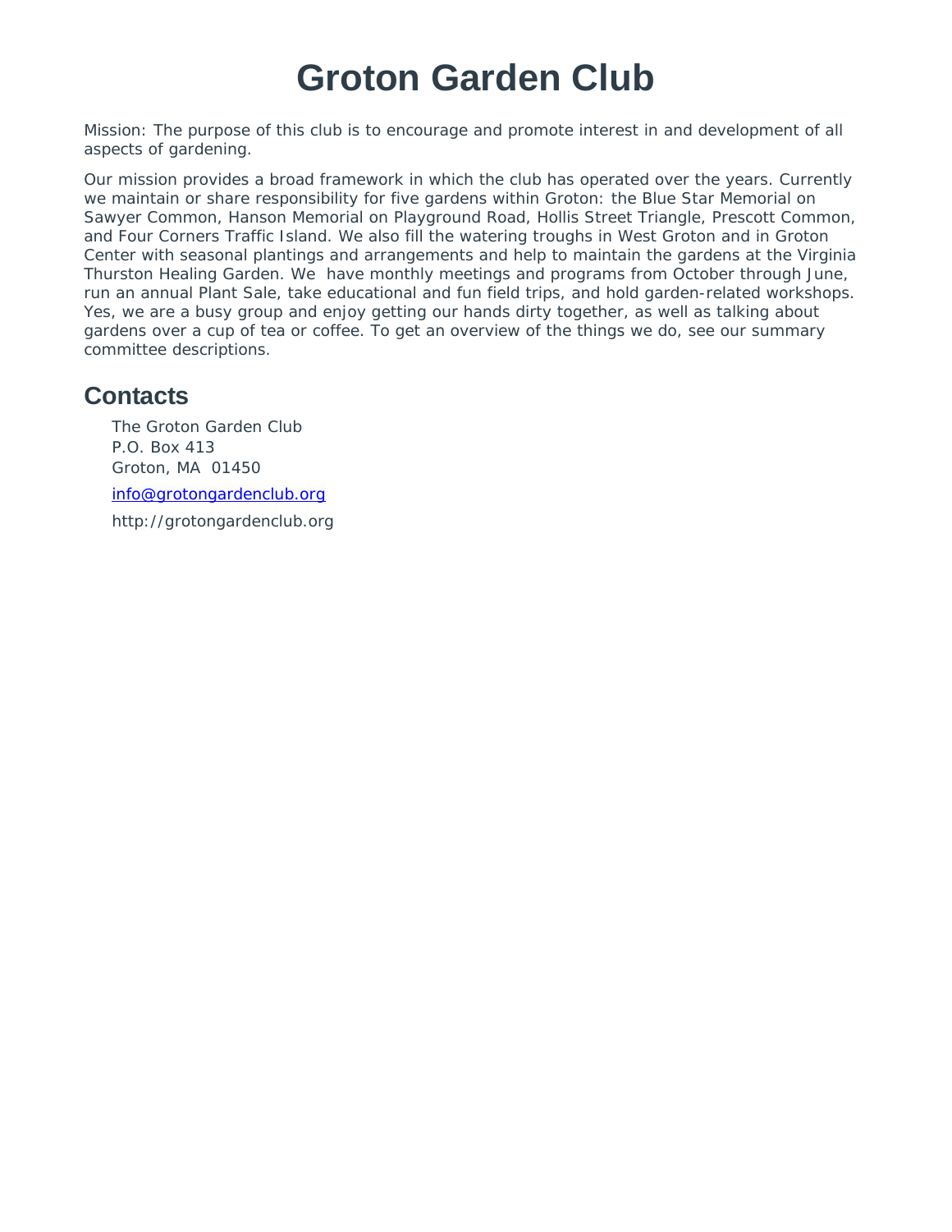# Groton Garden Club

Mission: The purpose of this club is to encourage and promote interest in and development of all aspects of gardening.

Our mission provides a broad framework in which the club has operated over the years. Currently we maintain or share responsibility for five gardens within Groton: the Blue Star Memorial on Sawyer Common, Hanson Memorial on Playground Road, Hollis Street Triangle, Prescott Common, and Four Corners Traffic Island. We also fill the watering troughs in West Groton and in Groton Center with seasonal plantings and arrangements and help to maintain the gardens at the Virginia Thurston Healing Garden. We have monthly meetings and programs from October through June, run an annual Plant Sale, take educational and fun field trips, and hold garden-related workshops. Yes, we are a busy group and enjoy getting our hands dirty together, as well as talking about gardens over a cup of tea or coffee. To get an overview of the things we do, see our summary committee descriptions.

## Contacts

The Groton Garden Club
P.O. Box 413
Groton, MA 01450

info@grotongardenclub.org

http://grotongardenclub.org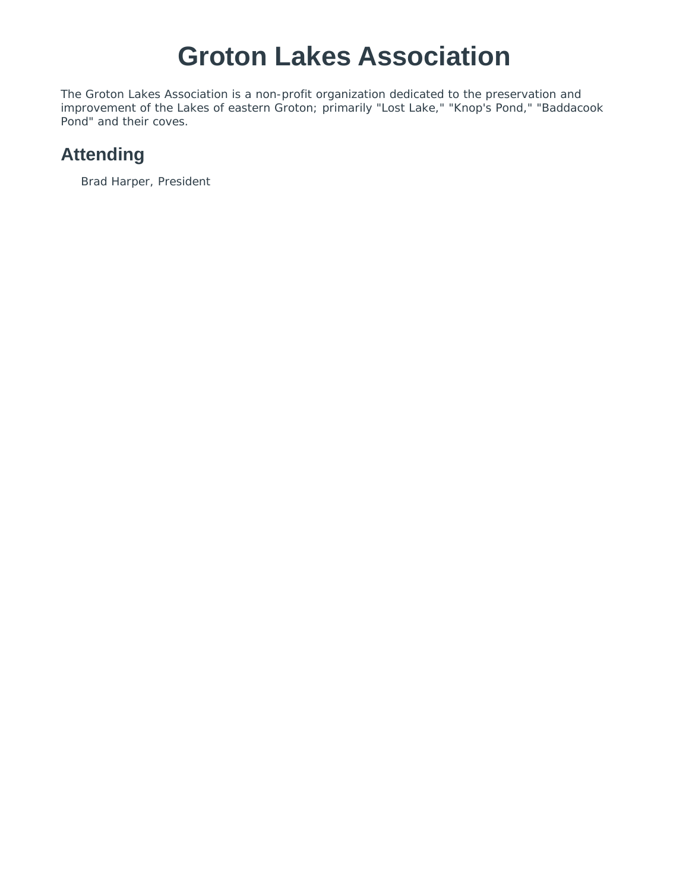# Groton Lakes Association

The Groton Lakes Association is a non-profit organization dedicated to the preservation and improvement of the Lakes of eastern Groton; primarily "Lost Lake," "Knop's Pond," "Baddacook Pond" and their coves.

## Attending

Brad Harper, President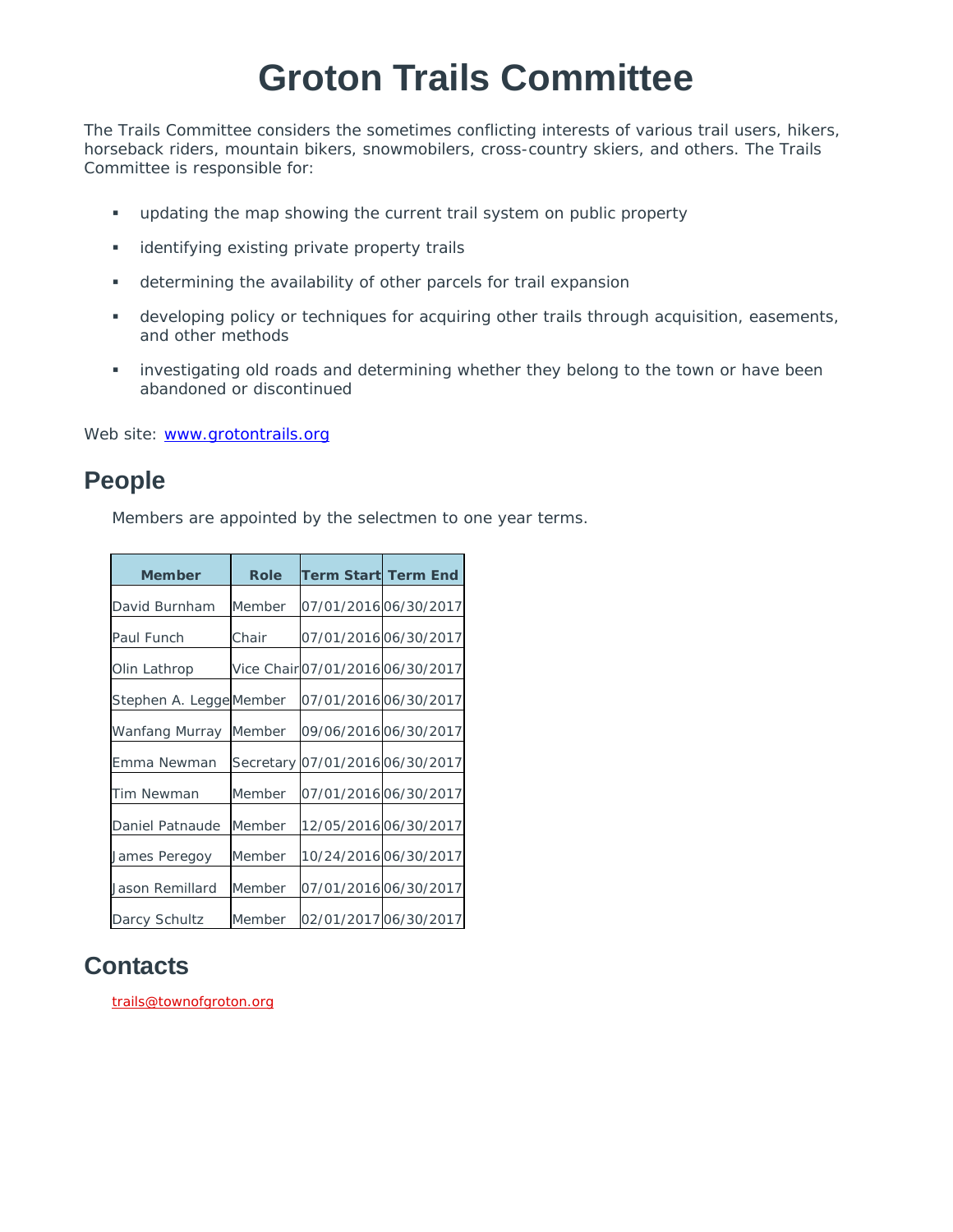# Groton Trails Committee

The Trails Committee considers the sometimes conflicting interests of various trail users, hikers, horseback riders, mountain bikers, snowmobilers, cross-country skiers, and others. The Trails Committee is responsible for:

- updating the map showing the current trail system on public property
- identifying existing private property trails
- determining the availability of other parcels for trail expansion
- developing policy or techniques for acquiring other trails through acquisition, easements, and other methods
- investigating old roads and determining whether they belong to the town or have been abandoned or discontinued

Web site: [www.grotontrails.org](http://www.grotontrails.org)

## People

Members are appointed by the selectmen to one year terms.

| Member | Role | Term Start | Term End |
| --- | --- | --- | --- |
| David Burnham | Member | 07/01/2016 | 06/30/2017 |
| Paul Funch | Chair | 07/01/2016 | 06/30/2017 |
| Olin Lathrop | Vice Chair | 07/01/2016 | 06/30/2017 |
| Stephen A. Legge | Member | 07/01/2016 | 06/30/2017 |
| Wanfang Murray | Member | 09/06/2016 | 06/30/2017 |
| Emma Newman | Secretary | 07/01/2016 | 06/30/2017 |
| Tim Newman | Member | 07/01/2016 | 06/30/2017 |
| Daniel Patnaude | Member | 12/05/2016 | 06/30/2017 |
| James Peregoy | Member | 10/24/2016 | 06/30/2017 |
| Jason Remillard | Member | 07/01/2016 | 06/30/2017 |
| Darcy Schultz | Member | 02/01/2017 | 06/30/2017 |

## Contacts

trails@townofgroton.org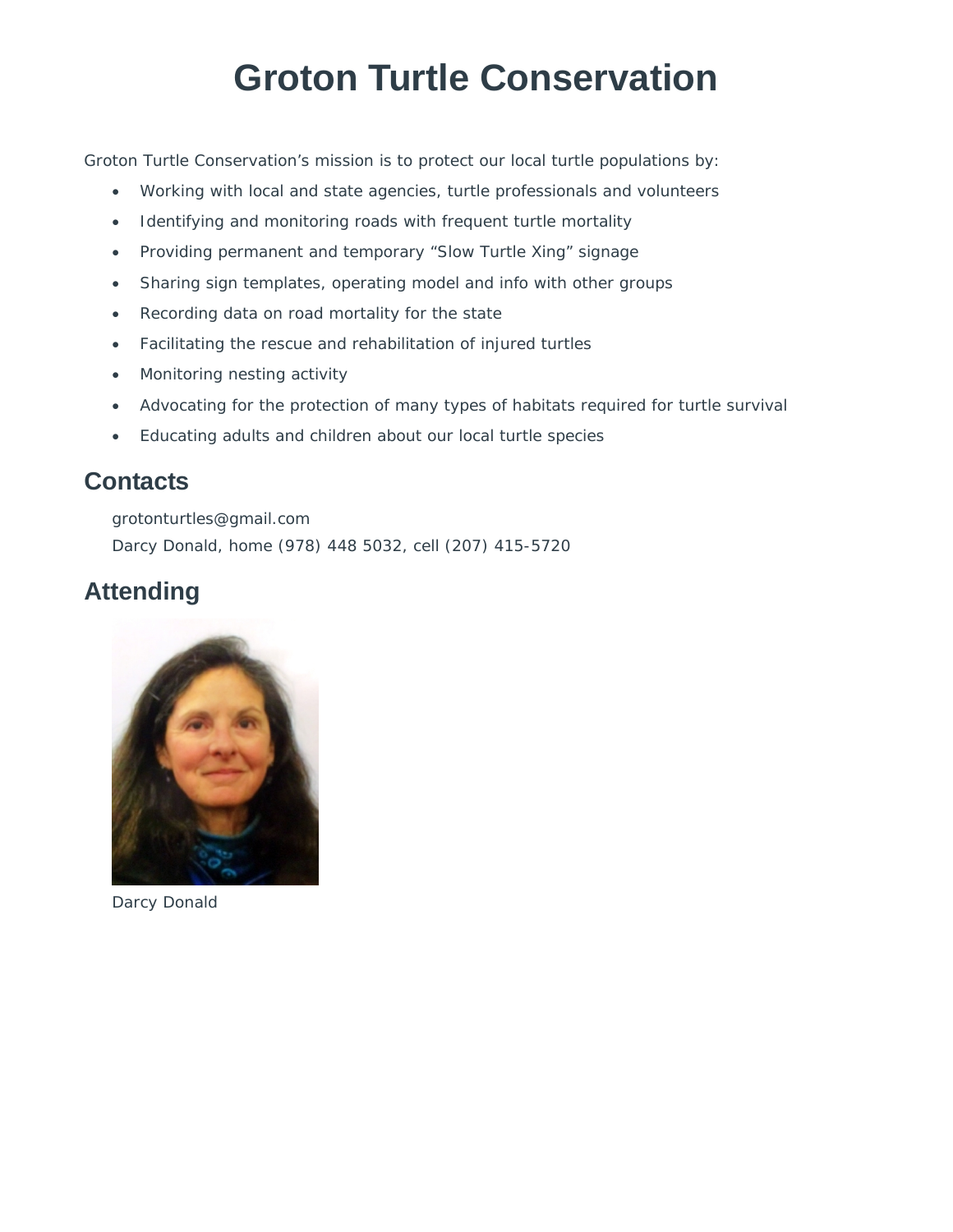# Groton Turtle Conservation

Groton Turtle Conservation's mission is to protect our local turtle populations by:

- Working with local and state agencies, turtle professionals and volunteers
- Identifying and monitoring roads with frequent turtle mortality
- Providing permanent and temporary "Slow Turtle Xing" signage
- Sharing sign templates, operating model and info with other groups
- Recording data on road mortality for the state
- Facilitating the rescue and rehabilitation of injured turtles
- Monitoring nesting activity
- Advocating for the protection of many types of habitats required for turtle survival
- Educating adults and children about our local turtle species

## Contacts

grotonturtles@gmail.com

Darcy Donald, home (978) 448 5032, cell (207) 415-5720

## Attending

Darcy Donald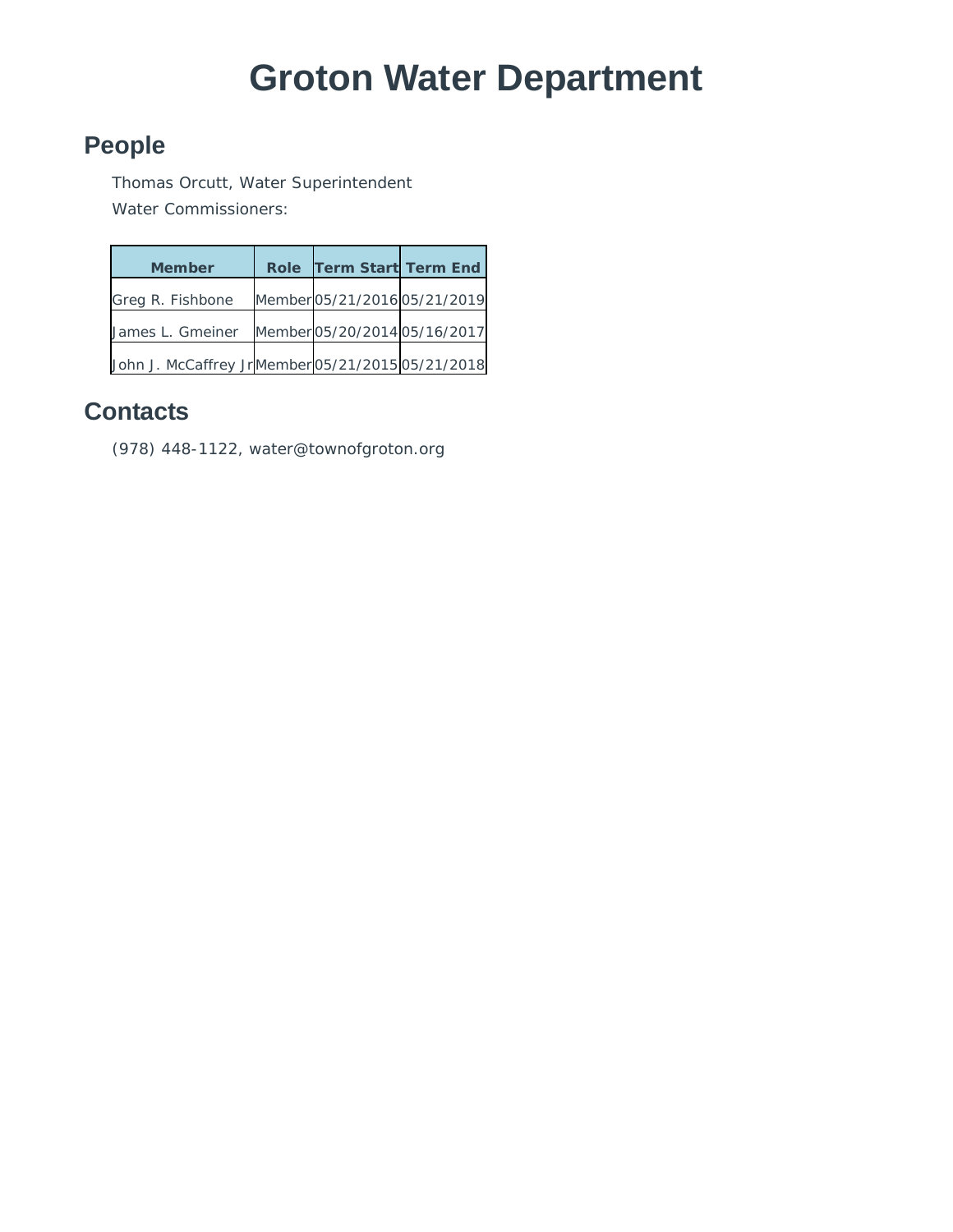# Groton Water Department

## People

Thomas Orcutt, Water Superintendent

Water Commissioners:

| Member | Role | Term Start | Term End |
| --- | --- | --- | --- |
| Greg R. Fishbone | Member | 05/21/2016 | 05/21/2019 |
| James L. Gmeiner | Member | 05/20/2014 | 05/16/2017 |
| John J. McCaffrey Jr | Member | 05/21/2015 | 05/21/2018 |

## Contacts

(978) 448-1122, water@townofgroton.org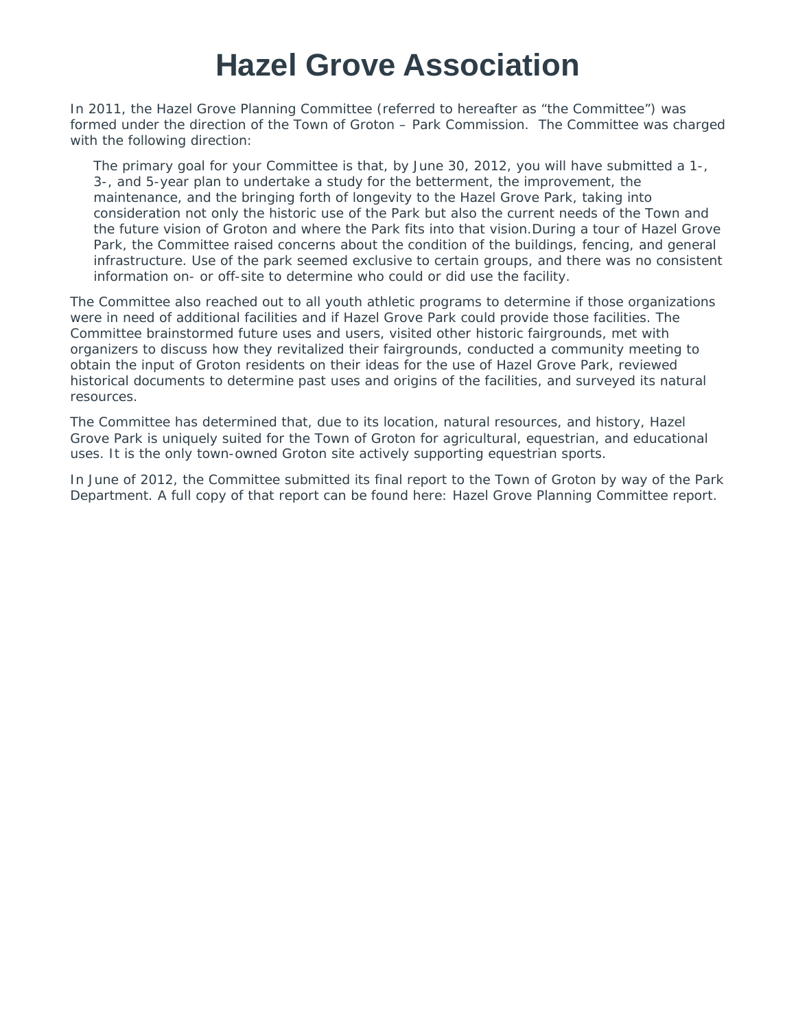# Hazel Grove Association

In 2011, the Hazel Grove Planning Committee (referred to hereafter as "the Committee") was formed under the direction of the Town of Groton – Park Commission. The Committee was charged with the following direction:

> The primary goal for your Committee is that, by June 30, 2012, you will have submitted a 1-, 3-, and 5-year plan to undertake a study for the betterment, the improvement, the maintenance, and the bringing forth of longevity to the Hazel Grove Park, taking into consideration not only the historic use of the Park but also the current needs of the Town and the future vision of Groton and where the Park fits into that vision.During a tour of Hazel Grove Park, the Committee raised concerns about the condition of the buildings, fencing, and general infrastructure. Use of the park seemed exclusive to certain groups, and there was no consistent information on- or off-site to determine who could or did use the facility.

The Committee also reached out to all youth athletic programs to determine if those organizations were in need of additional facilities and if Hazel Grove Park could provide those facilities. The Committee brainstormed future uses and users, visited other historic fairgrounds, met with organizers to discuss how they revitalized their fairgrounds, conducted a community meeting to obtain the input of Groton residents on their ideas for the use of Hazel Grove Park, reviewed historical documents to determine past uses and origins of the facilities, and surveyed its natural resources.

The Committee has determined that, due to its location, natural resources, and history, Hazel Grove Park is uniquely suited for the Town of Groton for agricultural, equestrian, and educational uses. It is the only town-owned Groton site actively supporting equestrian sports.

In June of 2012, the Committee submitted its final report to the Town of Groton by way of the Park Department. A full copy of that report can be found here: Hazel Grove Planning Committee report.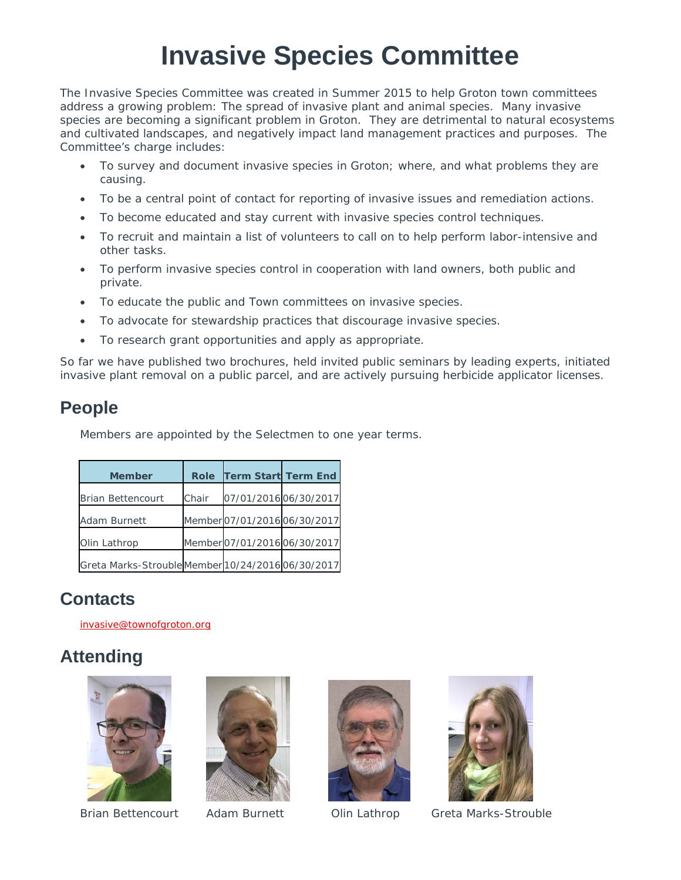# Invasive Species Committee

The Invasive Species Committee was created in Summer 2015 to help Groton town committees address a growing problem: The spread of invasive plant and animal species. Many invasive species are becoming a significant problem in Groton. They are detrimental to natural ecosystems and cultivated landscapes, and negatively impact land management practices and purposes. The Committee's charge includes:

- To survey and document invasive species in Groton; where, and what problems they are causing.
- To be a central point of contact for reporting of invasive issues and remediation actions.
- To become educated and stay current with invasive species control techniques.
- To recruit and maintain a list of volunteers to call on to help perform labor-intensive and other tasks.
- To perform invasive species control in cooperation with land owners, both public and private.
- To educate the public and Town committees on invasive species.
- To advocate for stewardship practices that discourage invasive species.
- To research grant opportunities and apply as appropriate.

So far we have published two brochures, held invited public seminars by leading experts, initiated invasive plant removal on a public parcel, and are actively pursuing herbicide applicator licenses.

## People

Members are appointed by the Selectmen to one year terms.

| Member | Role | Term Start | Term End |
|---|---|---|---|
| Brian Bettencourt | Chair | 07/01/2016 | 06/30/2017 |
| Adam Burnett | Member | 07/01/2016 | 06/30/2017 |
| Olin Lathrop | Member | 07/01/2016 | 06/30/2017 |
| Greta Marks-Strouble | Member | 10/24/2016 | 06/30/2017 |

## Contacts

invasive@townofgroton.org

## Attending

Brian Bettencourt

Adam Burnett

Olin Lathrop

Greta Marks-Strouble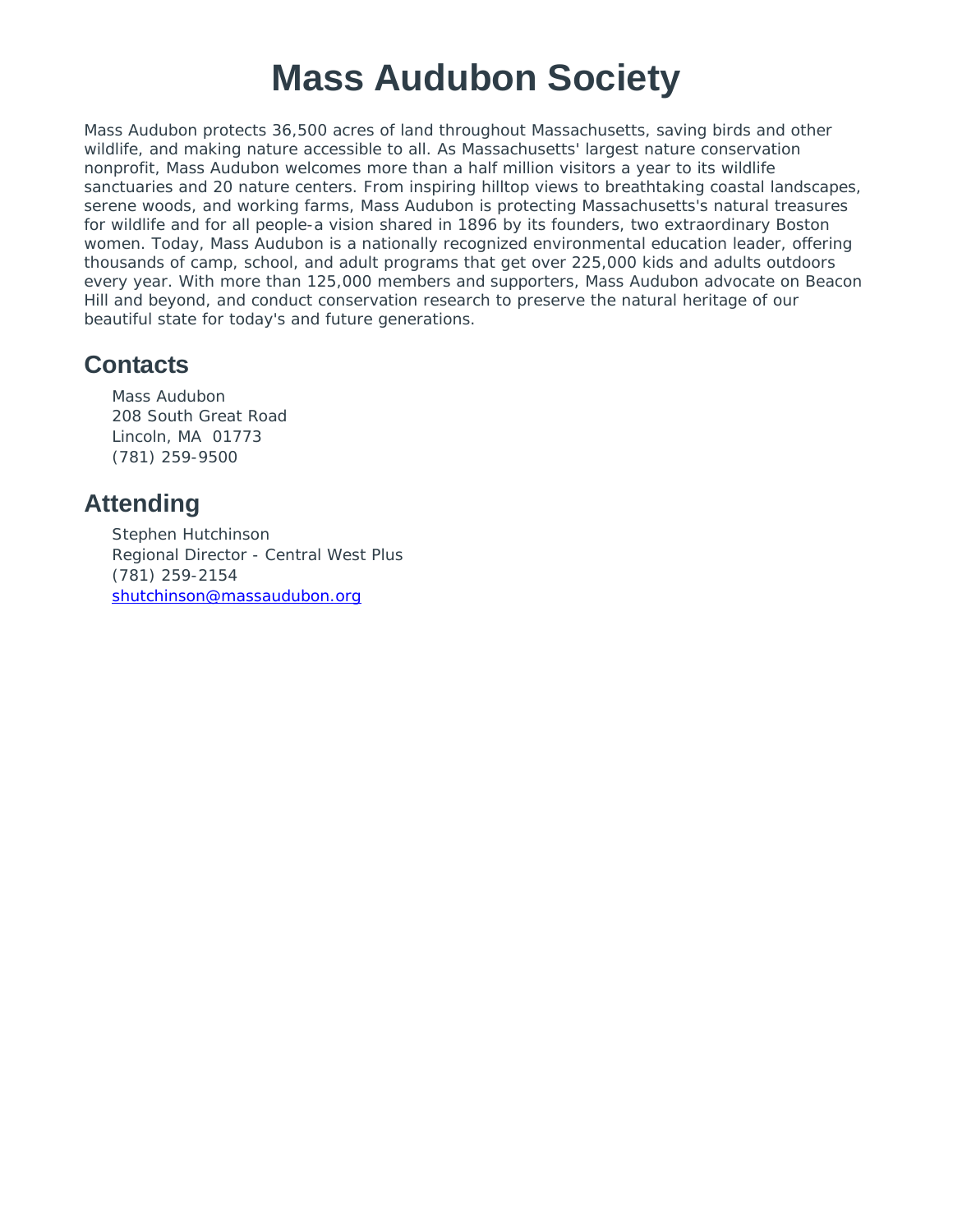# Mass Audubon Society

Mass Audubon protects 36,500 acres of land throughout Massachusetts, saving birds and other wildlife, and making nature accessible to all. As Massachusetts' largest nature conservation nonprofit, Mass Audubon welcomes more than a half million visitors a year to its wildlife sanctuaries and 20 nature centers. From inspiring hilltop views to breathtaking coastal landscapes, serene woods, and working farms, Mass Audubon is protecting Massachusetts's natural treasures for wildlife and for all people-a vision shared in 1896 by its founders, two extraordinary Boston women. Today, Mass Audubon is a nationally recognized environmental education leader, offering thousands of camp, school, and adult programs that get over 225,000 kids and adults outdoors every year. With more than 125,000 members and supporters, Mass Audubon advocate on Beacon Hill and beyond, and conduct conservation research to preserve the natural heritage of our beautiful state for today's and future generations.

## Contacts

Mass Audubon
208 South Great Road
Lincoln, MA 01773
(781) 259-9500

## Attending

Stephen Hutchinson
Regional Director - Central West Plus
(781) 259-2154
shutchinson@massaudubon.org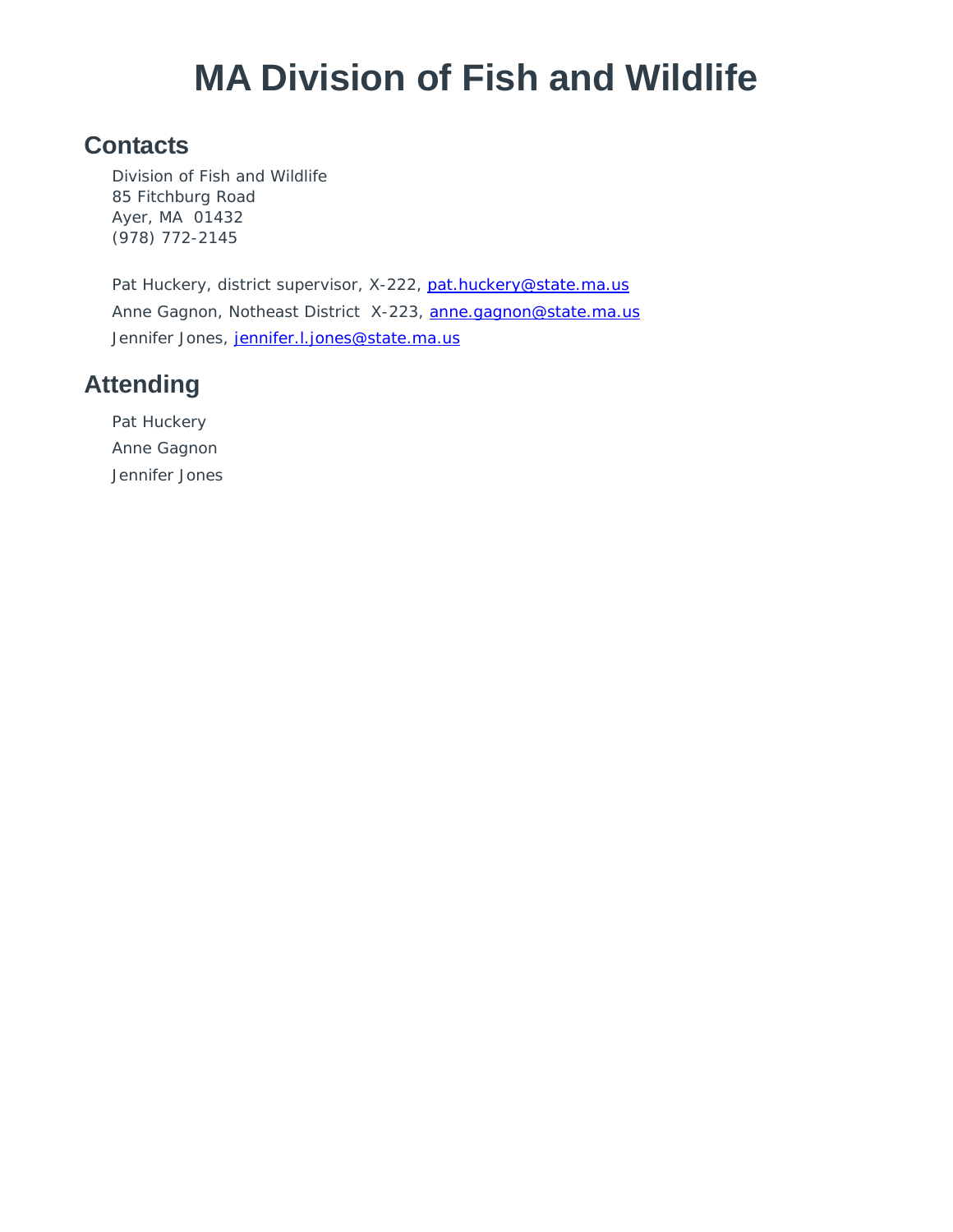# MA Division of Fish and Wildlife

## Contacts

Division of Fish and Wildlife
85 Fitchburg Road
Ayer, MA  01432
(978) 772-2145

Pat Huckery, district supervisor, X-222, pat.huckery@state.ma.us

Anne Gagnon, Notheast District  X-223, anne.gagnon@state.ma.us

Jennifer Jones, jennifer.l.jones@state.ma.us

## Attending

Pat Huckery

Anne Gagnon

Jennifer Jones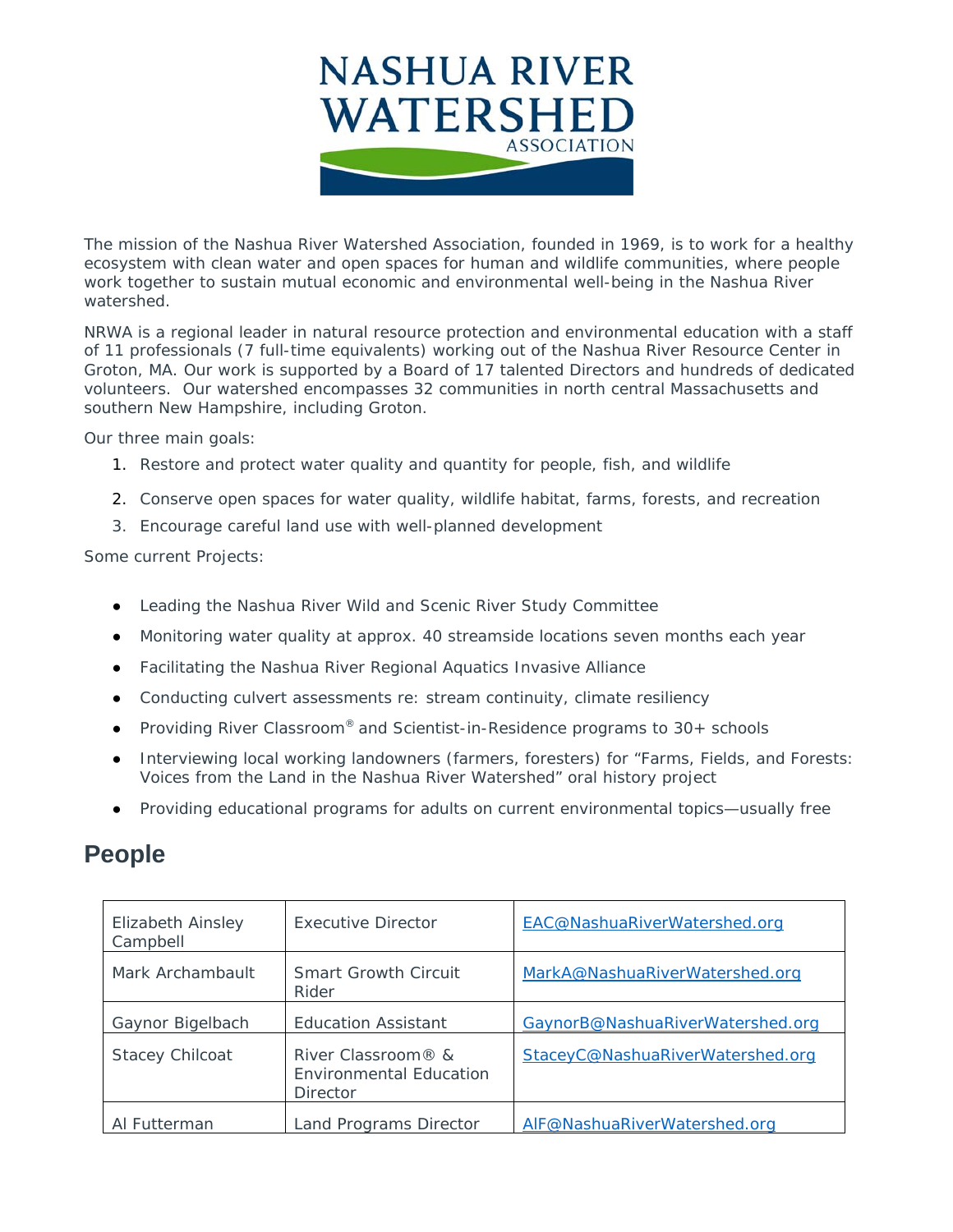The mission of the Nashua River Watershed Association, founded in 1969, is to work for a healthy ecosystem with clean water and open spaces for human and wildlife communities, where people work together to sustain mutual economic and environmental well-being in the Nashua River watershed.

NRWA is a regional leader in natural resource protection and environmental education with a staff of 11 professionals (7 full-time equivalents) working out of the Nashua River Resource Center in Groton, MA. Our work is supported by a Board of 17 talented Directors and hundreds of dedicated volunteers. Our watershed encompasses 32 communities in north central Massachusetts and southern New Hampshire, including Groton.

Our three main goals:

1. Restore and protect water quality and quantity for people, fish, and wildlife
2. Conserve open spaces for water quality, wildlife habitat, farms, forests, and recreation
3. Encourage careful land use with well-planned development

Some current Projects:

- Leading the Nashua River Wild and Scenic River Study Committee
- Monitoring water quality at approx. 40 streamside locations seven months each year
- Facilitating the Nashua River Regional Aquatics Invasive Alliance
- Conducting culvert assessments re: stream continuity, climate resiliency
- Providing River Classroom® and Scientist-in-Residence programs to 30+ schools
- Interviewing local working landowners (farmers, foresters) for "Farms, Fields, and Forests: Voices from the Land in the Nashua River Watershed" oral history project
- Providing educational programs for adults on current environmental topics—usually free

## People

| | | |
|---|---|---|
| Elizabeth Ainsley Campbell | Executive Director | EAC@NashuaRiverWatershed.org |
| Mark Archambault | Smart Growth Circuit Rider | MarkA@NashuaRiverWatershed.org |
| Gaynor Bigelbach | Education Assistant | GaynorB@NashuaRiverWatershed.org |
| Stacey Chilcoat | River Classroom® & Environmental Education Director | StaceyC@NashuaRiverWatershed.org |
| Al Futterman | Land Programs Director | AlF@NashuaRiverWatershed.org |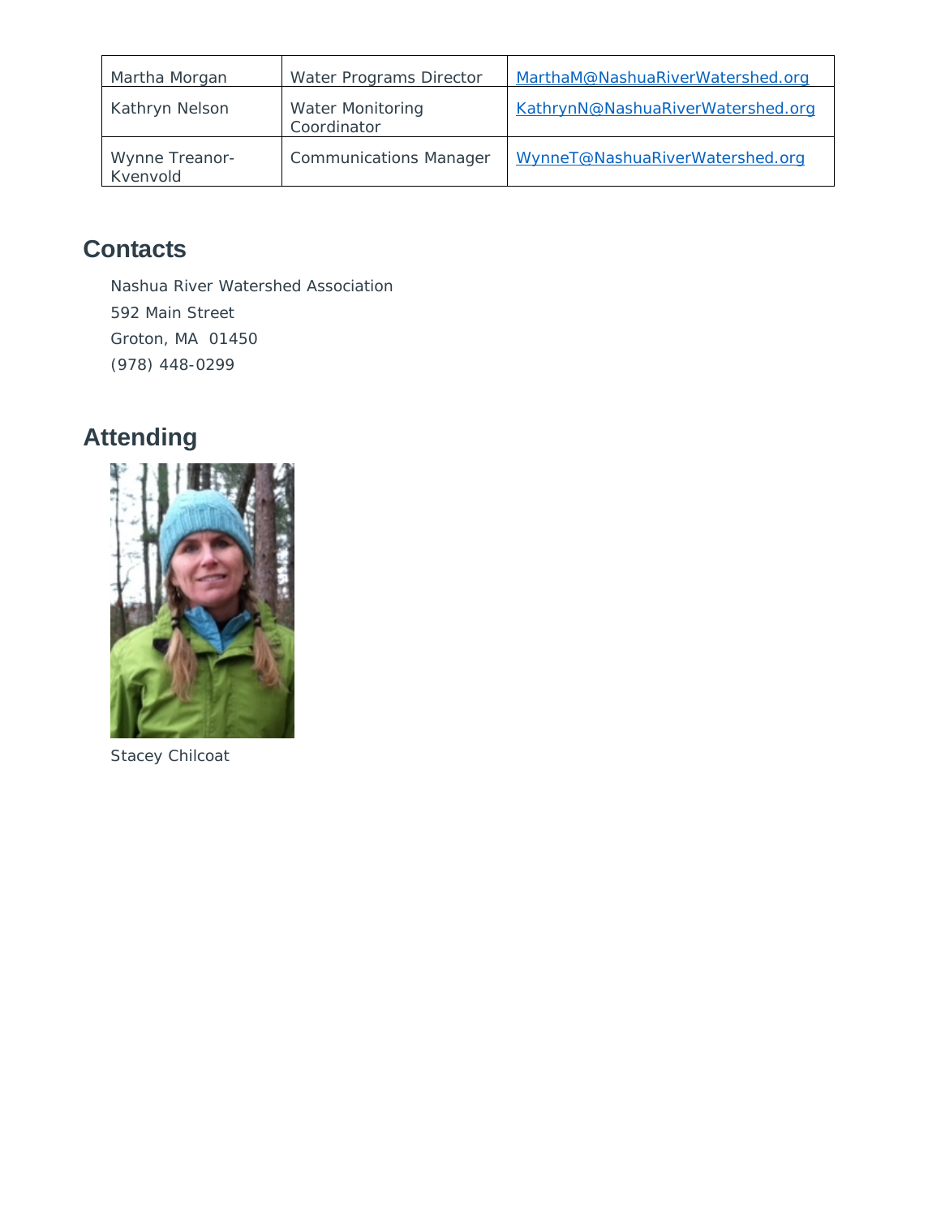| Martha Morgan | Water Programs Director | MarthaM@NashuaRiverWatershed.org |
| --- | --- | --- |
| Kathryn Nelson | Water Monitoring Coordinator | KathrynN@NashuaRiverWatershed.org |
| Wynne Treanor-Kvenvold | Communications Manager | WynneT@NashuaRiverWatershed.org |

## Contacts

Nashua River Watershed Association
592 Main Street
Groton, MA 01450
(978) 448-0299

## Attending

Stacey Chilcoat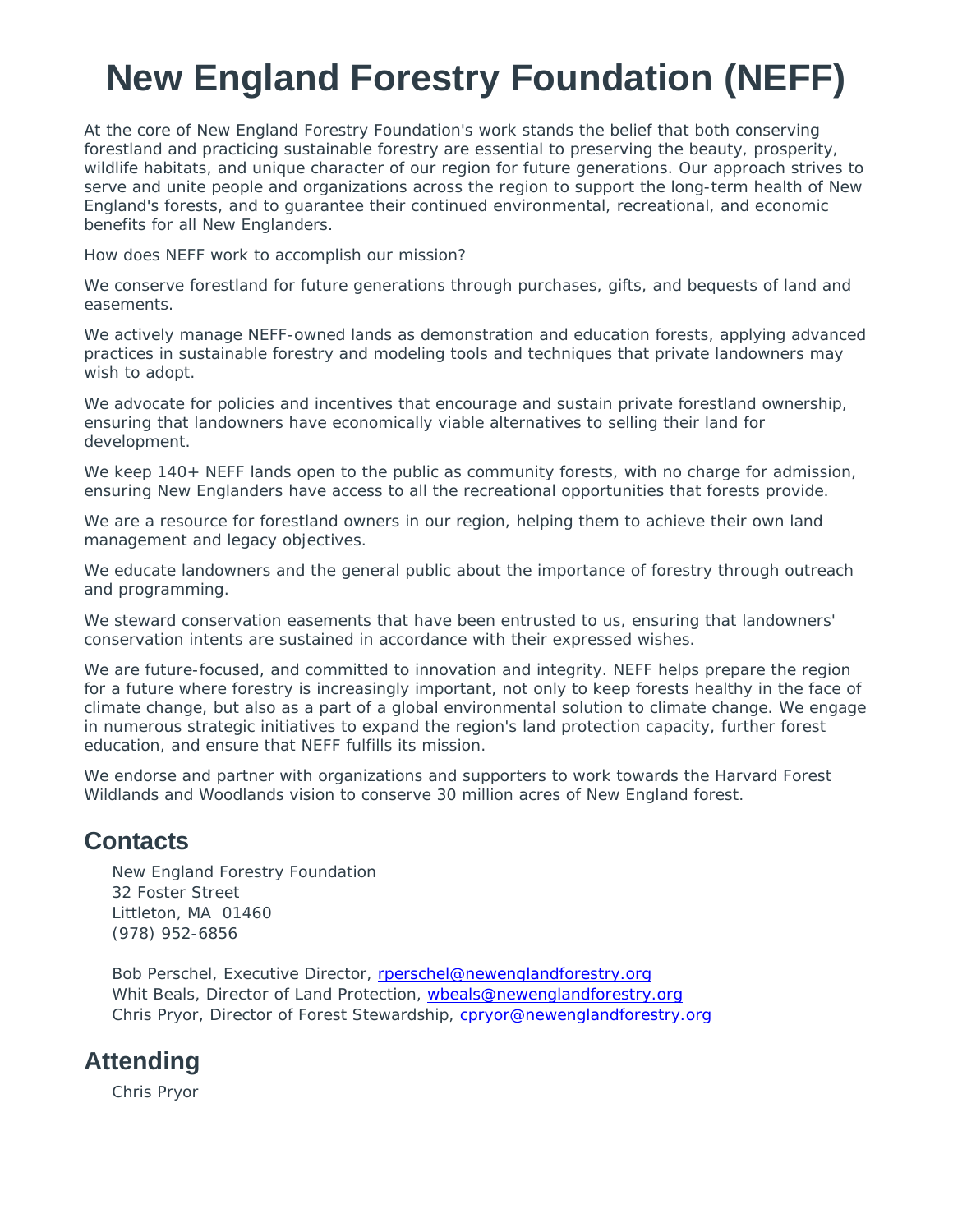# New England Forestry Foundation (NEFF)

At the core of New England Forestry Foundation's work stands the belief that both conserving forestland and practicing sustainable forestry are essential to preserving the beauty, prosperity, wildlife habitats, and unique character of our region for future generations. Our approach strives to serve and unite people and organizations across the region to support the long-term health of New England's forests, and to guarantee their continued environmental, recreational, and economic benefits for all New Englanders.

How does NEFF work to accomplish our mission?

We conserve forestland for future generations through purchases, gifts, and bequests of land and easements.

We actively manage NEFF-owned lands as demonstration and education forests, applying advanced practices in sustainable forestry and modeling tools and techniques that private landowners may wish to adopt.

We advocate for policies and incentives that encourage and sustain private forestland ownership, ensuring that landowners have economically viable alternatives to selling their land for development.

We keep 140+ NEFF lands open to the public as community forests, with no charge for admission, ensuring New Englanders have access to all the recreational opportunities that forests provide.

We are a resource for forestland owners in our region, helping them to achieve their own land management and legacy objectives.

We educate landowners and the general public about the importance of forestry through outreach and programming.

We steward conservation easements that have been entrusted to us, ensuring that landowners' conservation intents are sustained in accordance with their expressed wishes.

We are future-focused, and committed to innovation and integrity. NEFF helps prepare the region for a future where forestry is increasingly important, not only to keep forests healthy in the face of climate change, but also as a part of a global environmental solution to climate change. We engage in numerous strategic initiatives to expand the region's land protection capacity, further forest education, and ensure that NEFF fulfills its mission.

We endorse and partner with organizations and supporters to work towards the Harvard Forest Wildlands and Woodlands vision to conserve 30 million acres of New England forest.

## Contacts

New England Forestry Foundation
32 Foster Street
Littleton, MA 01460
(978) 952-6856

Bob Perschel, Executive Director, rperschel@newenglandforestry.org
Whit Beals, Director of Land Protection, wbeals@newenglandforestry.org
Chris Pryor, Director of Forest Stewardship, cpryor@newenglandforestry.org

## Attending

Chris Pryor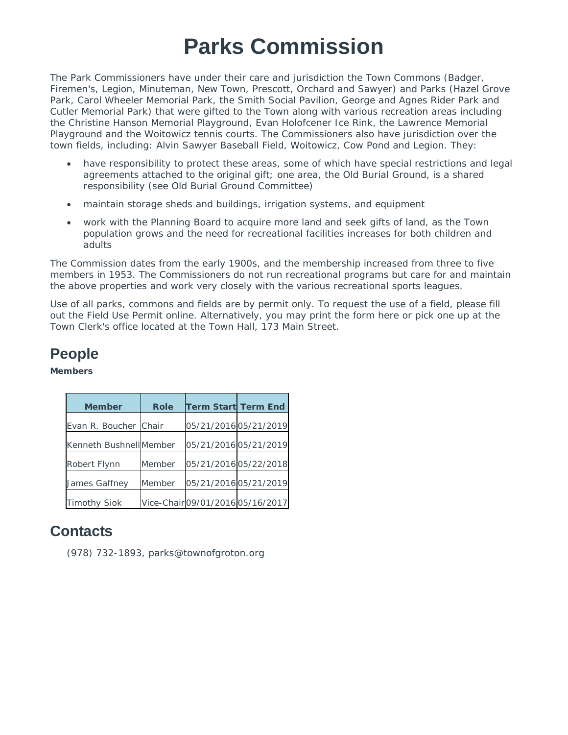# Parks Commission

The Park Commissioners have under their care and jurisdiction the Town Commons (Badger, Firemen's, Legion, Minuteman, New Town, Prescott, Orchard and Sawyer) and Parks (Hazel Grove Park, Carol Wheeler Memorial Park, the Smith Social Pavilion, George and Agnes Rider Park and Cutler Memorial Park) that were gifted to the Town along with various recreation areas including the Christine Hanson Memorial Playground, Evan Holofcener Ice Rink, the Lawrence Memorial Playground and the Woitowicz tennis courts. The Commissioners also have jurisdiction over the town fields, including: Alvin Sawyer Baseball Field, Woitowicz, Cow Pond and Legion. They:

- have responsibility to protect these areas, some of which have special restrictions and legal agreements attached to the original gift; one area, the Old Burial Ground, is a shared responsibility (see Old Burial Ground Committee)
- maintain storage sheds and buildings, irrigation systems, and equipment
- work with the Planning Board to acquire more land and seek gifts of land, as the Town population grows and the need for recreational facilities increases for both children and adults

The Commission dates from the early 1900s, and the membership increased from three to five members in 1953. The Commissioners do not run recreational programs but care for and maintain the above properties and work very closely with the various recreational sports leagues.

Use of all parks, commons and fields are by permit only. To request the use of a field, please fill out the Field Use Permit online. Alternatively, you may print the form here or pick one up at the Town Clerk's office located at the Town Hall, 173 Main Street.

## People

**Members**

| Member | Role | Term Start | Term End |
|---|---|---|---|
| Evan R. Boucher | Chair | 05/21/2016 | 05/21/2019 |
| Kenneth Bushnell | Member | 05/21/2016 | 05/21/2019 |
| Robert Flynn | Member | 05/21/2016 | 05/22/2018 |
| James Gaffney | Member | 05/21/2016 | 05/21/2019 |
| Timothy Siok | Vice-Chair | 09/01/2016 | 05/16/2017 |

## Contacts

(978) 732-1893, parks@townofgroton.org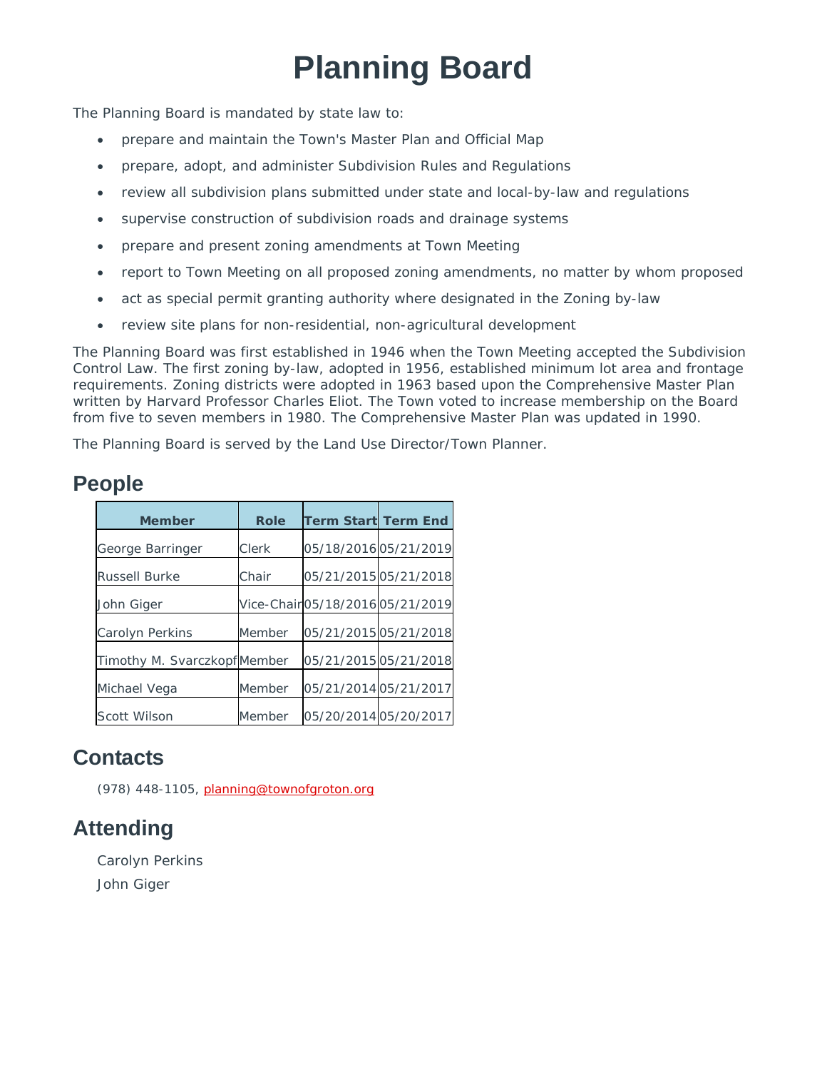# Planning Board

The Planning Board is mandated by state law to:

- prepare and maintain the Town's Master Plan and Official Map
- prepare, adopt, and administer Subdivision Rules and Regulations
- review all subdivision plans submitted under state and local-by-law and regulations
- supervise construction of subdivision roads and drainage systems
- prepare and present zoning amendments at Town Meeting
- report to Town Meeting on all proposed zoning amendments, no matter by whom proposed
- act as special permit granting authority where designated in the Zoning by-law
- review site plans for non-residential, non-agricultural development

The Planning Board was first established in 1946 when the Town Meeting accepted the Subdivision Control Law. The first zoning by-law, adopted in 1956, established minimum lot area and frontage requirements. Zoning districts were adopted in 1963 based upon the Comprehensive Master Plan written by Harvard Professor Charles Eliot. The Town voted to increase membership on the Board from five to seven members in 1980. The Comprehensive Master Plan was updated in 1990.

The Planning Board is served by the Land Use Director/Town Planner.

## People

| Member | Role | Term Start | Term End |
|---|---|---|---|
| George Barringer | Clerk | 05/18/2016 | 05/21/2019 |
| Russell Burke | Chair | 05/21/2015 | 05/21/2018 |
| John Giger | Vice-Chair | 05/18/2016 | 05/21/2019 |
| Carolyn Perkins | Member | 05/21/2015 | 05/21/2018 |
| Timothy M. Svarczkopf | Member | 05/21/2015 | 05/21/2018 |
| Michael Vega | Member | 05/21/2014 | 05/21/2017 |
| Scott Wilson | Member | 05/20/2014 | 05/20/2017 |

## Contacts

(978) 448-1105, planning@townofgroton.org

## Attending

Carolyn Perkins

John Giger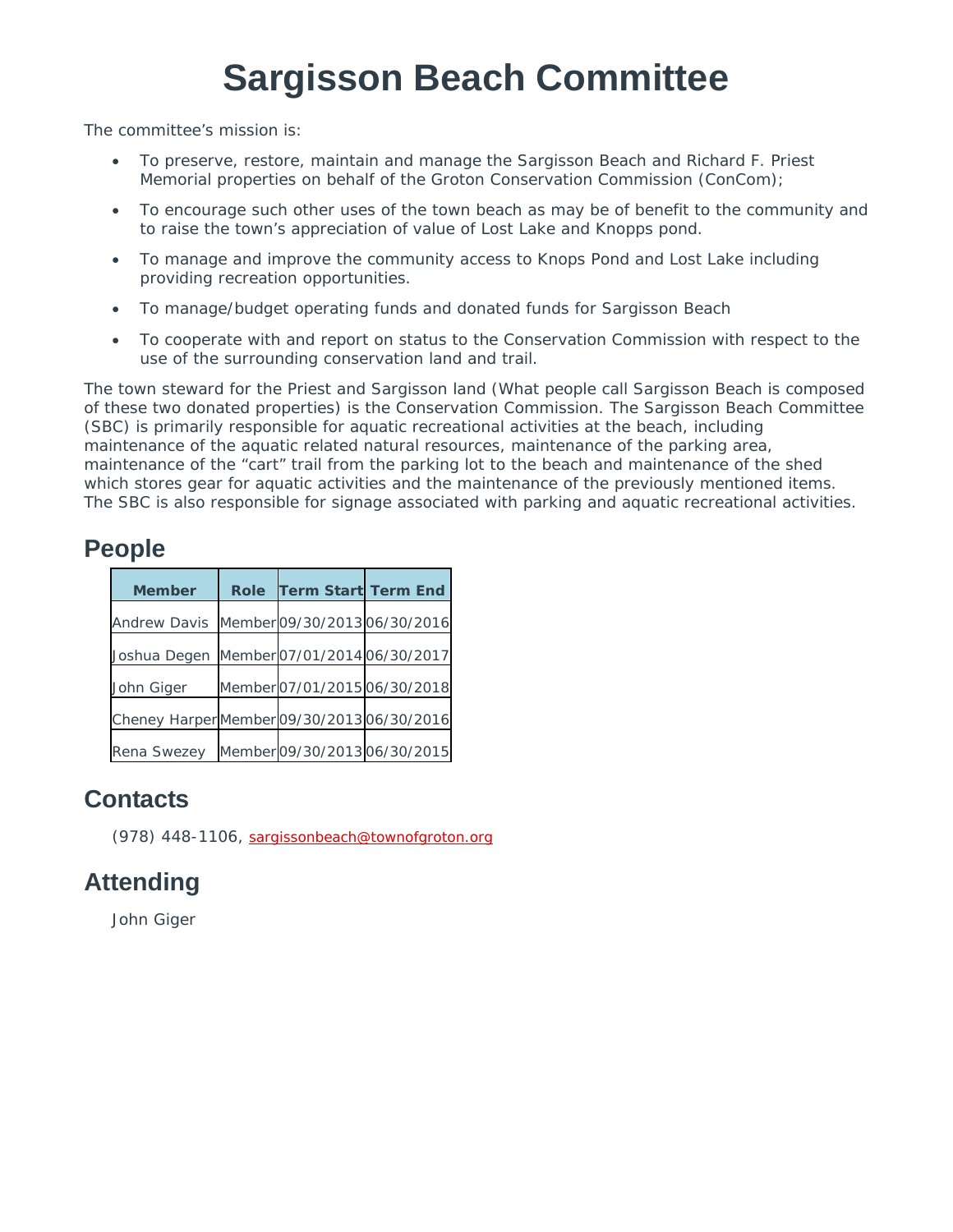# Sargisson Beach Committee

The committee's mission is:

- To preserve, restore, maintain and manage the Sargisson Beach and Richard F. Priest Memorial properties on behalf of the Groton Conservation Commission (ConCom);
- To encourage such other uses of the town beach as may be of benefit to the community and to raise the town's appreciation of value of Lost Lake and Knopps pond.
- To manage and improve the community access to Knops Pond and Lost Lake including providing recreation opportunities.
- To manage/budget operating funds and donated funds for Sargisson Beach
- To cooperate with and report on status to the Conservation Commission with respect to the use of the surrounding conservation land and trail.

The town steward for the Priest and Sargisson land (What people call Sargisson Beach is composed of these two donated properties) is the Conservation Commission. The Sargisson Beach Committee (SBC) is primarily responsible for aquatic recreational activities at the beach, including maintenance of the aquatic related natural resources, maintenance of the parking area, maintenance of the "cart" trail from the parking lot to the beach and maintenance of the shed which stores gear for aquatic activities and the maintenance of the previously mentioned items. The SBC is also responsible for signage associated with parking and aquatic recreational activities.

## People

| Member | Role | Term Start | Term End |
|---|---|---|---|
| Andrew Davis | Member | 09/30/2013 | 06/30/2016 |
| Joshua Degen | Member | 07/01/2014 | 06/30/2017 |
| John Giger | Member | 07/01/2015 | 06/30/2018 |
| Cheney Harper | Member | 09/30/2013 | 06/30/2016 |
| Rena Swezey | Member | 09/30/2013 | 06/30/2015 |

## Contacts

(978) 448-1106, sargissonbeach@townofgroton.org

## Attending

John Giger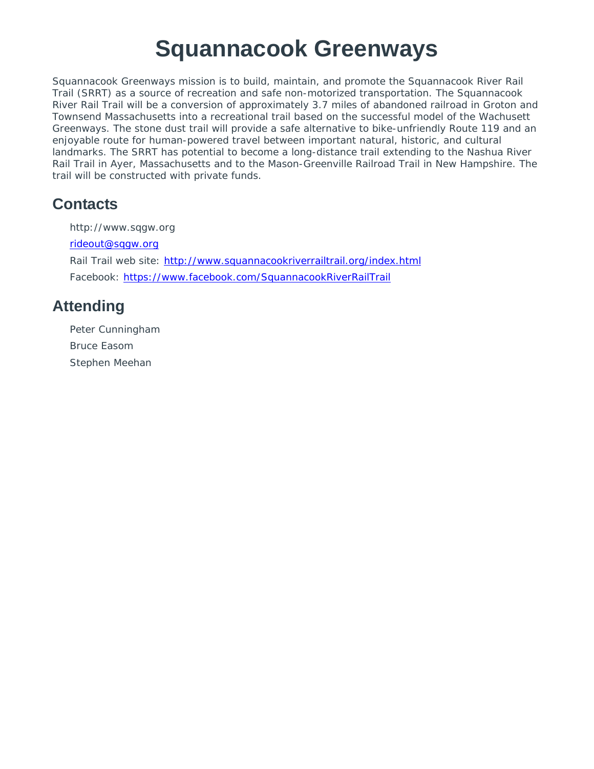# Squannacook Greenways

Squannacook Greenways mission is to build, maintain, and promote the Squannacook River Rail Trail (SRRT) as a source of recreation and safe non-motorized transportation. The Squannacook River Rail Trail will be a conversion of approximately 3.7 miles of abandoned railroad in Groton and Townsend Massachusetts into a recreational trail based on the successful model of the Wachusett Greenways. The stone dust trail will provide a safe alternative to bike-unfriendly Route 119 and an enjoyable route for human-powered travel between important natural, historic, and cultural landmarks. The SRRT has potential to become a long-distance trail extending to the Nashua River Rail Trail in Ayer, Massachusetts and to the Mason-Greenville Railroad Trail in New Hampshire. The trail will be constructed with private funds.

## Contacts

http://www.sqgw.org

rideout@sqgw.org

Rail Trail web site: http://www.squannacookriverrailtrail.org/index.html

Facebook: https://www.facebook.com/SquannacookRiverRailTrail

## Attending

Peter Cunningham

Bruce Easom

Stephen Meehan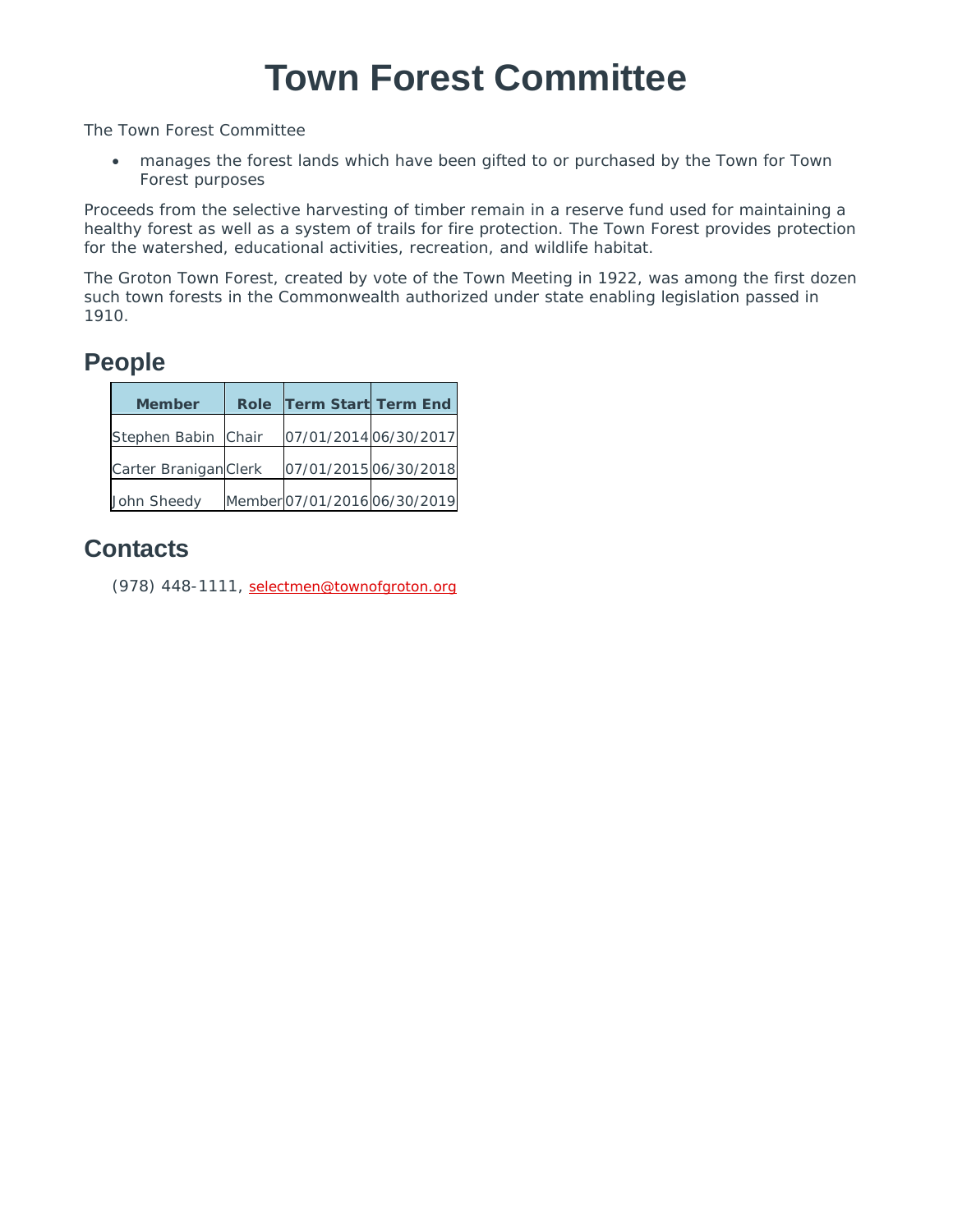# Town Forest Committee

The Town Forest Committee

- manages the forest lands which have been gifted to or purchased by the Town for Town Forest purposes

Proceeds from the selective harvesting of timber remain in a reserve fund used for maintaining a healthy forest as well as a system of trails for fire protection. The Town Forest provides protection for the watershed, educational activities, recreation, and wildlife habitat.

The Groton Town Forest, created by vote of the Town Meeting in 1922, was among the first dozen such town forests in the Commonwealth authorized under state enabling legislation passed in 1910.

## People

| Member | Role | Term Start | Term End |
|---|---|---|---|
| Stephen Babin | Chair | 07/01/2014 | 06/30/2017 |
| Carter Branigan | Clerk | 07/01/2015 | 06/30/2018 |
| John Sheedy | Member | 07/01/2016 | 06/30/2019 |

## Contacts

(978) 448-1111, selectmen@townofgroton.org